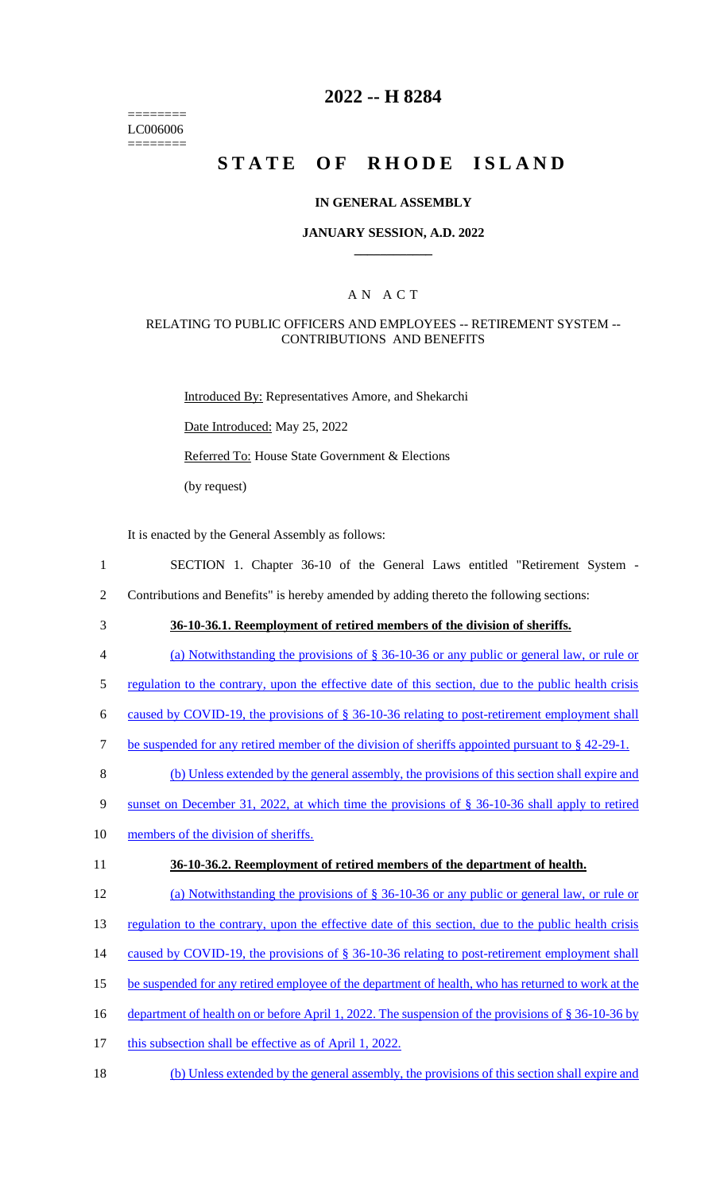======== LC006006 ========

# 2022 -- H 8284

# STATE OF RHODE ISLAND

## IN GENERAL ASSEMBLY

### JANUARY SESSION, A.D. 2022

## A N A C T

### RELATING TO PUBLIC OFFICERS AND EMPLOYEES -- RETIREMENT SYSTEM -- CONTRIBUTIONS AND BENEFITS

Introduced By: Representatives Amore, and Shekarchi

Date Introduced: May 25, 2022

Referred To: House State Government & Elections

(by request)

It is enacted by the General Assembly as follows:

1 SECTION 1. Chapter 36-10 of the General Laws entitled "Retirement System -
2 Contributions and Benefits" is hereby amended by adding thereto the following sections:

3 **36-10-36.1. Reemployment of retired members of the division of sheriffs.**

4 (a) Notwithstanding the provisions of § 36-10-36 or any public or general law, or rule or
5 regulation to the contrary, upon the effective date of this section, due to the public health crisis
6 caused by COVID-19, the provisions of § 36-10-36 relating to post-retirement employment shall
7 be suspended for any retired member of the division of sheriffs appointed pursuant to § 42-29-1.

8 (b) Unless extended by the general assembly, the provisions of this section shall expire and
9 sunset on December 31, 2022, at which time the provisions of § 36-10-36 shall apply to retired
10 members of the division of sheriffs.

11 **36-10-36.2. Reemployment of retired members of the department of health.**

12 (a) Notwithstanding the provisions of § 36-10-36 or any public or general law, or rule or
13 regulation to the contrary, upon the effective date of this section, due to the public health crisis
14 caused by COVID-19, the provisions of § 36-10-36 relating to post-retirement employment shall
15 be suspended for any retired employee of the department of health, who has returned to work at the
16 department of health on or before April 1, 2022. The suspension of the provisions of § 36-10-36 by
17 this subsection shall be effective as of April 1, 2022.

18 (b) Unless extended by the general assembly, the provisions of this section shall expire and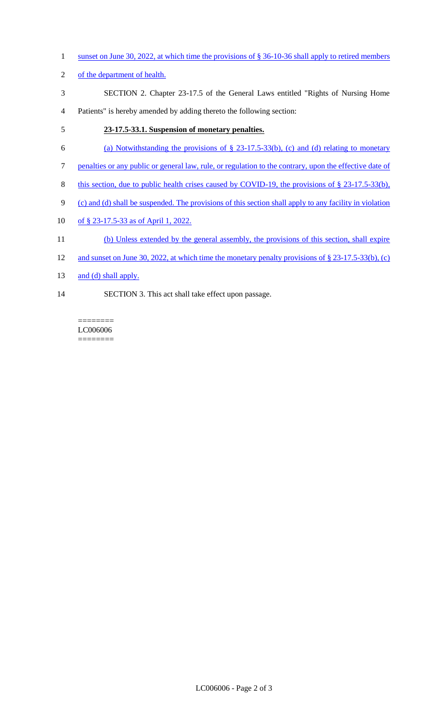sunset on June 30, 2022, at which time the provisions of § 36-10-36 shall apply to retired members of the department of health.

SECTION 2. Chapter 23-17.5 of the General Laws entitled "Rights of Nursing Home Patients" is hereby amended by adding thereto the following section:

**23-17.5-33.1. Suspension of monetary penalties.**

(a) Notwithstanding the provisions of § 23-17.5-33(b), (c) and (d) relating to monetary penalties or any public or general law, rule, or regulation to the contrary, upon the effective date of this section, due to public health crises caused by COVID-19, the provisions of § 23-17.5-33(b), (c) and (d) shall be suspended. The provisions of this section shall apply to any facility in violation of § 23-17.5-33 as of April 1, 2022.

(b) Unless extended by the general assembly, the provisions of this section, shall expire and sunset on June 30, 2022, at which time the monetary penalty provisions of § 23-17.5-33(b), (c) and (d) shall apply.

SECTION 3. This act shall take effect upon passage.

========
LC006006
========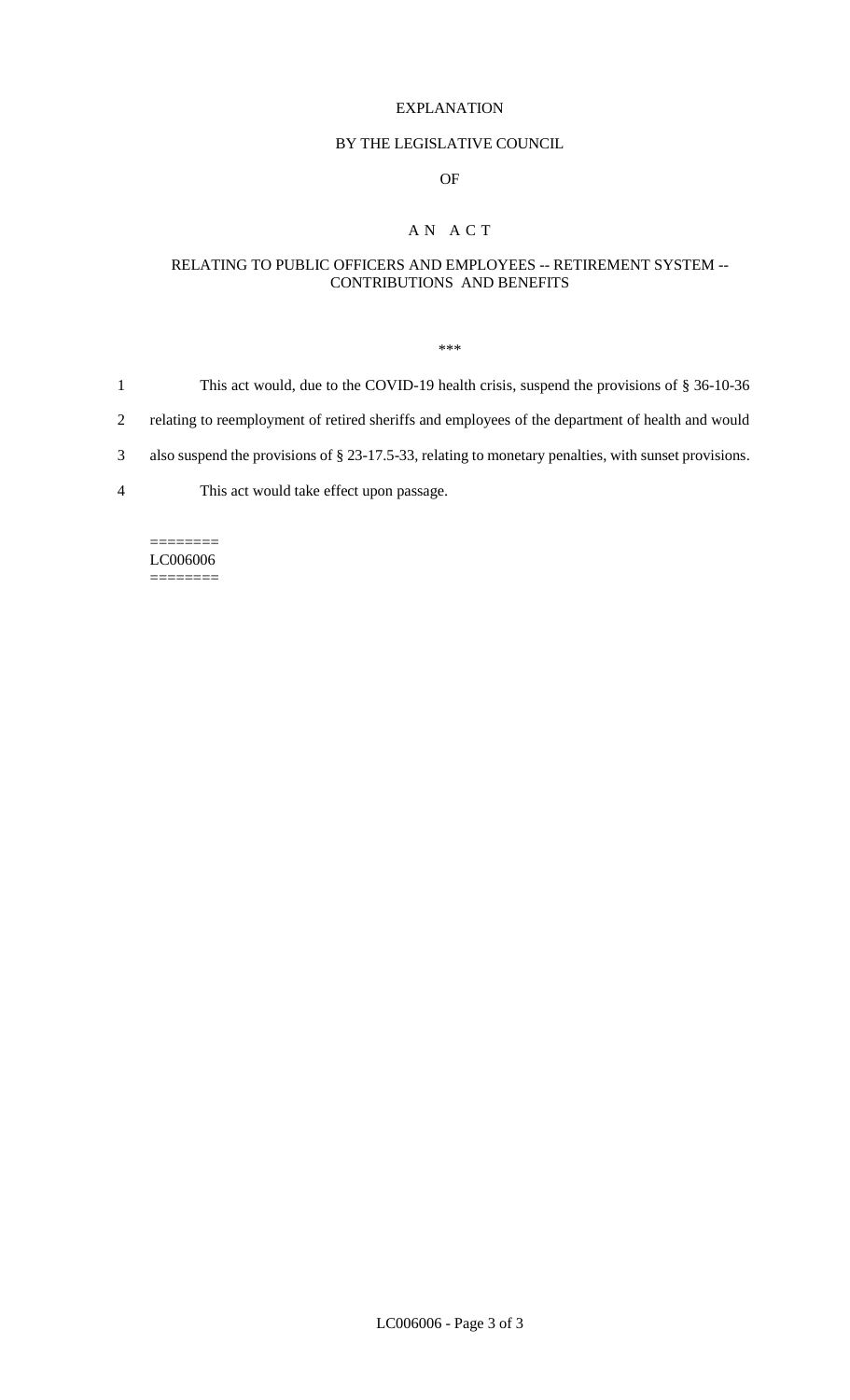EXPLANATION

BY THE LEGISLATIVE COUNCIL

OF

A N A C T

RELATING TO PUBLIC OFFICERS AND EMPLOYEES -- RETIREMENT SYSTEM -- CONTRIBUTIONS AND BENEFITS

***

1 This act would, due to the COVID-19 health crisis, suspend the provisions of § 36-10-36
2 relating to reemployment of retired sheriffs and employees of the department of health and would
3 also suspend the provisions of § 23-17.5-33, relating to monetary penalties, with sunset provisions.
4 This act would take effect upon passage.

========
LC006006
========